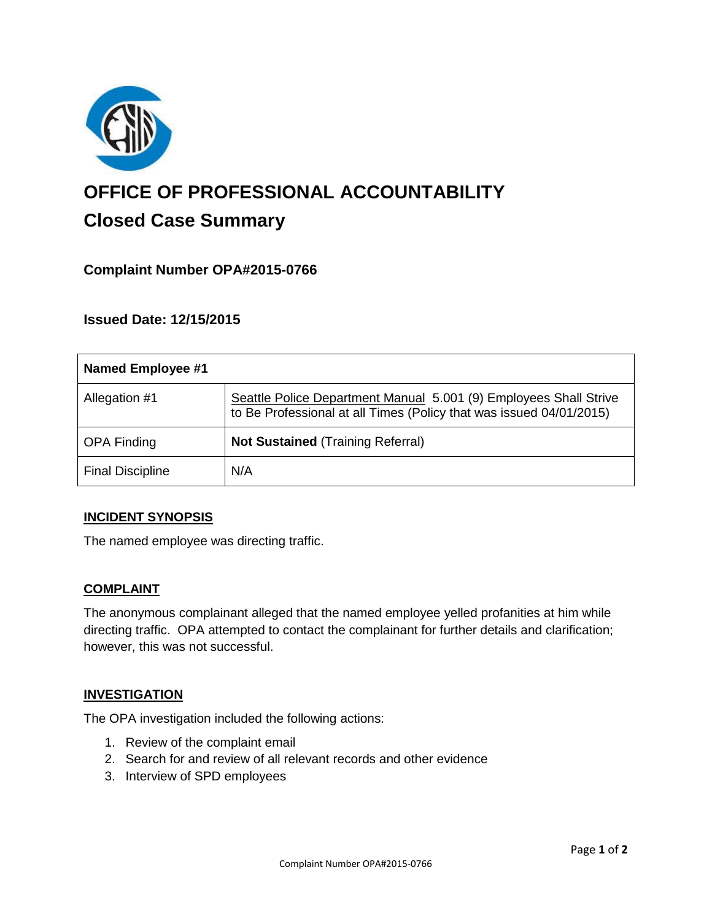# OFFICE OF PROFESSIONAL ACCOUNTABILITY

## Closed Case Summary

### Complaint Number OPA#2015-0766

### Issued Date: 12/15/2015

| Named Employee #1 | |
|---|---|
| Allegation #1 | Seattle Police Department Manual 5.001 (9) Employees Shall Strive to Be Professional at all Times (Policy that was issued 04/01/2015) |
| OPA Finding | **Not Sustained** (Training Referral) |
| Final Discipline | N/A |

**INCIDENT SYNOPSIS**

The named employee was directing traffic.

**COMPLAINT**

The anonymous complainant alleged that the named employee yelled profanities at him while directing traffic. OPA attempted to contact the complainant for further details and clarification; however, this was not successful.

**INVESTIGATION**

The OPA investigation included the following actions:

1. Review of the complaint email
2. Search for and review of all relevant records and other evidence
3. Interview of SPD employees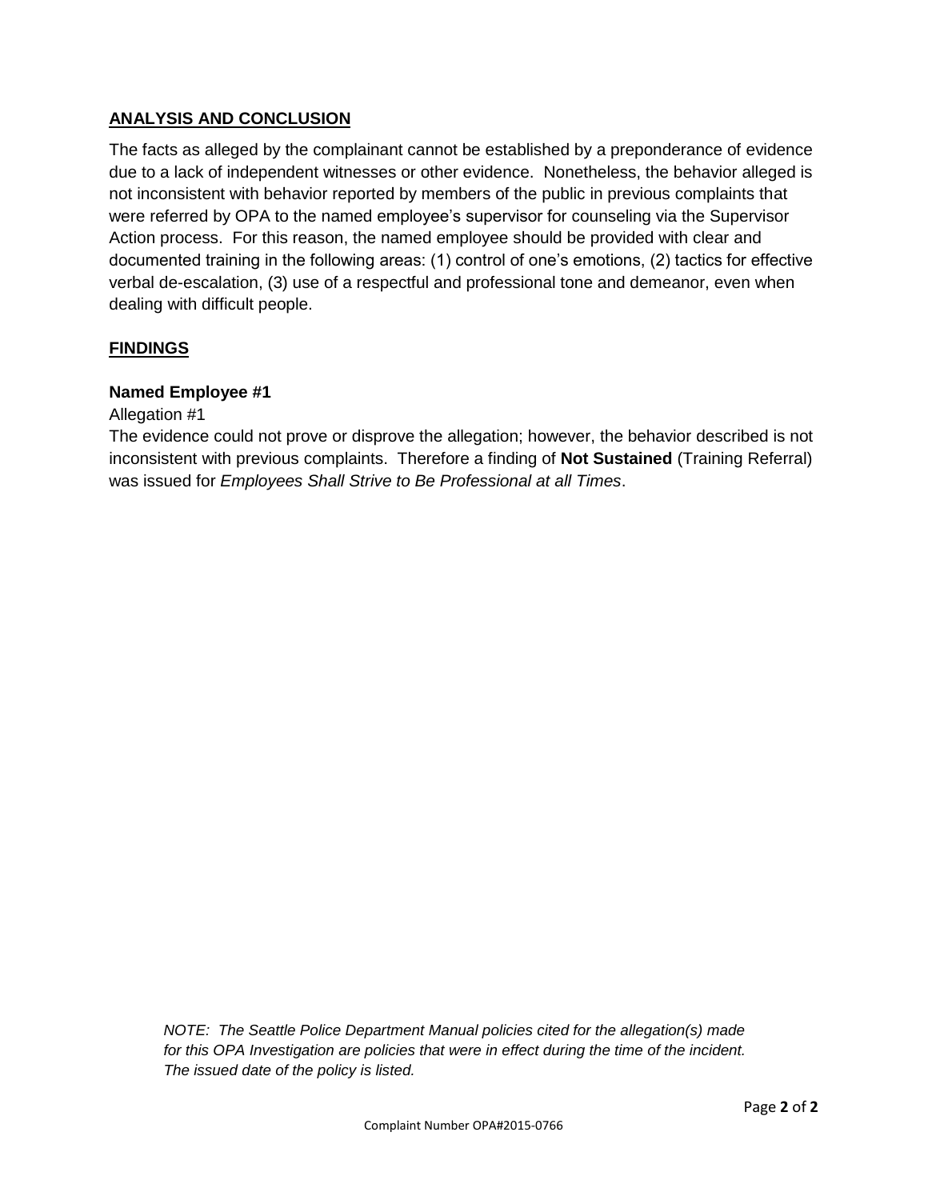## ANALYSIS AND CONCLUSION

The facts as alleged by the complainant cannot be established by a preponderance of evidence due to a lack of independent witnesses or other evidence. Nonetheless, the behavior alleged is not inconsistent with behavior reported by members of the public in previous complaints that were referred by OPA to the named employee's supervisor for counseling via the Supervisor Action process. For this reason, the named employee should be provided with clear and documented training in the following areas: (1) control of one's emotions, (2) tactics for effective verbal de-escalation, (3) use of a respectful and professional tone and demeanor, even when dealing with difficult people.

## FINDINGS

### Named Employee #1

Allegation #1

The evidence could not prove or disprove the allegation; however, the behavior described is not inconsistent with previous complaints. Therefore a finding of **Not Sustained** (Training Referral) was issued for *Employees Shall Strive to Be Professional at all Times*.

*NOTE: The Seattle Police Department Manual policies cited for the allegation(s) made for this OPA Investigation are policies that were in effect during the time of the incident. The issued date of the policy is listed.*

Complaint Number OPA#2015-0766